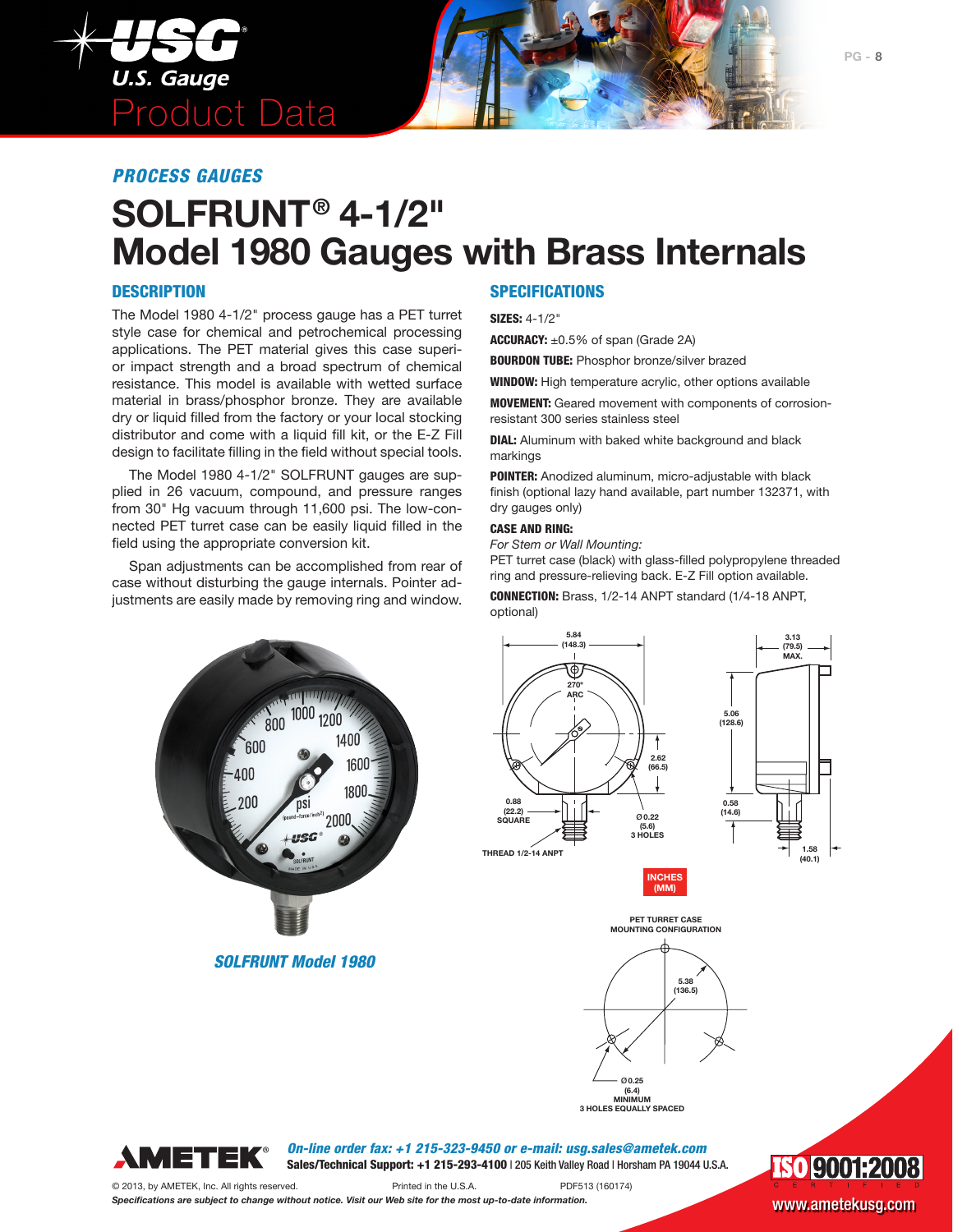## PROCESS GAUGES

# SOLFRUNT® 4-1/2" Model 1980 Gauges with Brass Internals

## DESCRIPTION

The Model 1980 4-1/2" process gauge has a PET turret style case for chemical and petrochemical processing applications. The PET material gives this case superior impact strength and a broad spectrum of chemical resistance. This model is available with wetted surface material in brass/phosphor bronze. They are available dry or liquid filled from the factory or your local stocking distributor and come with a liquid fill kit, or the E-Z Fill design to facilitate filling in the field without special tools.

The Model 1980 4-1/2" SOLFRUNT gauges are supplied in 26 vacuum, compound, and pressure ranges from 30" Hg vacuum through 11,600 psi. The low-connected PET turret case can be easily liquid filled in the field using the appropriate conversion kit.

Span adjustments can be accomplished from rear of case without disturbing the gauge internals. Pointer adjustments are easily made by removing ring and window.

*SOLFRUNT Model 1980*

## SPECIFICATIONS

**SIZES:** 4-1/2"

**ACCURACY:** ±0.5% of span (Grade 2A)

**BOURDON TUBE:** Phosphor bronze/silver brazed

**WINDOW:** High temperature acrylic, other options available

**MOVEMENT:** Geared movement with components of corrosion-resistant 300 series stainless steel

**DIAL:** Aluminum with baked white background and black markings

**POINTER:** Anodized aluminum, micro-adjustable with black finish (optional lazy hand available, part number 132371, with dry gauges only)

**CASE AND RING:**

*For Stem or Wall Mounting:*

PET turret case (black) with glass-filled polypropylene threaded ring and pressure-relieving back. E-Z Fill option available.

**CONNECTION:** Brass, 1/2-14 ANPT standard (1/4-18 ANPT, optional)

5.84 (148.3)
270° ARC
2.62 (66.5)
0.88 (22.2) SQUARE
Ø 0.22 (5.6) 3 HOLES
THREAD 1/2-14 ANPT
3.13 (79.5) MAX.
5.06 (128.6)
0.58 (14.6)
1.58 (40.1)

INCHES (MM)

PET TURRET CASE MOUNTING CONFIGURATION

5.38 (136.5)
Ø 0.25 (6.4) MINIMUM
3 HOLES EQUALLY SPACED

*On-line order fax: +1 215-323-9450 or e-mail: usg.sales@ametek.com*
**Sales/Technical Support: +1 215-293-4100** | 205 Keith Valley Road | Horsham PA 19044 U.S.A.

© 2013, by AMETEK, Inc. All rights reserved. Printed in the U.S.A. PDF513 (160174)

*Specifications are subject to change without notice. Visit our Web site for the most up-to-date information.*

ISO 9001:2008 CERTIFIED

www.ametekusg.com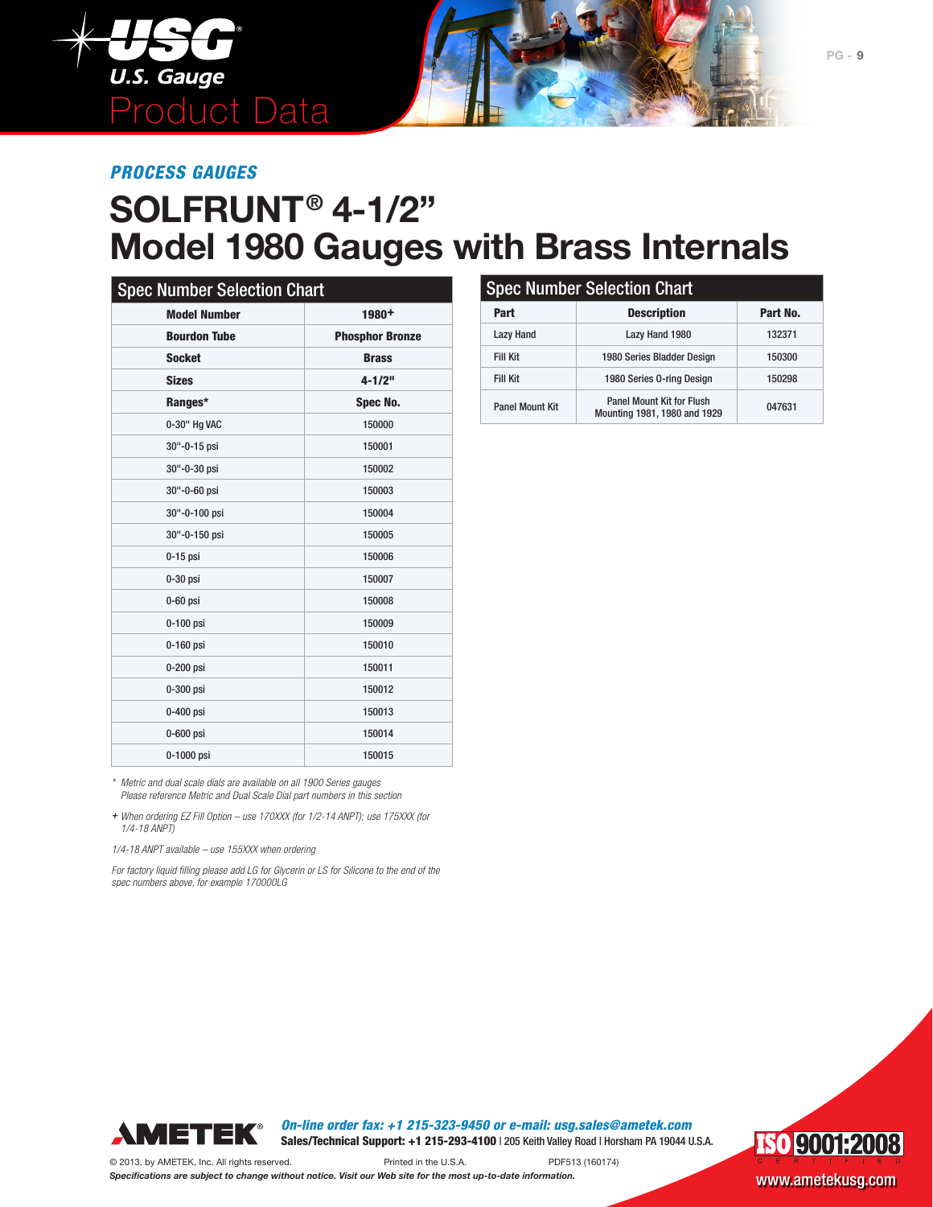## PROCESS GAUGES

# SOLFRUNT® 4-1/2” Model 1980 Gauges with Brass Internals

### Spec Number Selection Chart

| Model Number | 1980+ |
|---|---|
| **Bourdon Tube** | **Phosphor Bronze** |
| **Socket** | **Brass** |
| **Sizes** | **4-1/2"** |
| **Ranges*** | **Spec No.** |
| 0-30" Hg VAC | 150000 |
| 30"-0-15 psi | 150001 |
| 30"-0-30 psi | 150002 |
| 30"-0-60 psi | 150003 |
| 30"-0-100 psi | 150004 |
| 30"-0-150 psi | 150005 |
| 0-15 psi | 150006 |
| 0-30 psi | 150007 |
| 0-60 psi | 150008 |
| 0-100 psi | 150009 |
| 0-160 psi | 150010 |
| 0-200 psi | 150011 |
| 0-300 psi | 150012 |
| 0-400 psi | 150013 |
| 0-600 psi | 150014 |
| 0-1000 psi | 150015 |

\* *Metric and dual scale dials are available on all 1900 Series gauges*
*Please reference Metric and Dual Scale Dial part numbers in this section*

+ *When ordering EZ Fill Option – use 170XXX (for 1/2-14 ANPT); use 175XXX (for 1/4-18 ANPT)*

*1/4-18 ANPT available – use 155XXX when ordering*

*For factory liquid filling please add LG for Glycerin or LS for Silicone to the end of the spec numbers above, for example 170000LG*

### Spec Number Selection Chart

| Part | Description | Part No. |
|---|---|---|
| Lazy Hand | Lazy Hand 1980 | 132371 |
| Fill Kit | 1980 Series Bladder Design | 150300 |
| Fill Kit | 1980 Series O-ring Design | 150298 |
| Panel Mount Kit | Panel Mount Kit for Flush Mounting 1981, 1980 and 1929 | 047631 |

***On-line order fax: +1 215-323-9450 or e-mail: usg.sales@ametek.com***
**Sales/Technical Support: +1 215-293-4100** | 205 Keith Valley Road | Horsham PA 19044 U.S.A.

© 2013, by AMETEK, Inc. All rights reserved. Printed in the U.S.A. PDF513 (160174)

***Specifications are subject to change without notice. Visit our Web site for the most up-to-date information.***

ISO 9001:2008 CERTIFIED

www.ametekusg.com